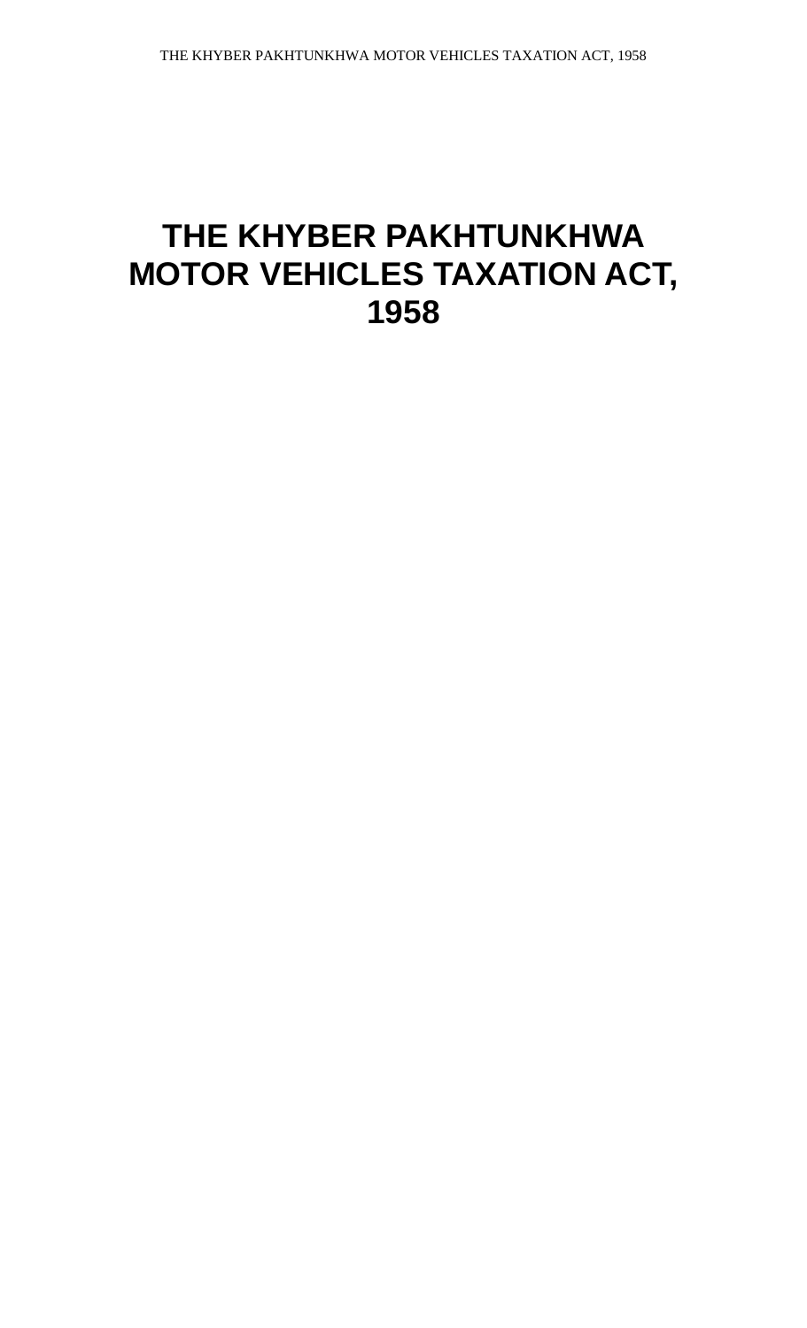# THE KHYBER PAKHTUNKHWA MOTOR VEHICLES TAXATION ACT, 1958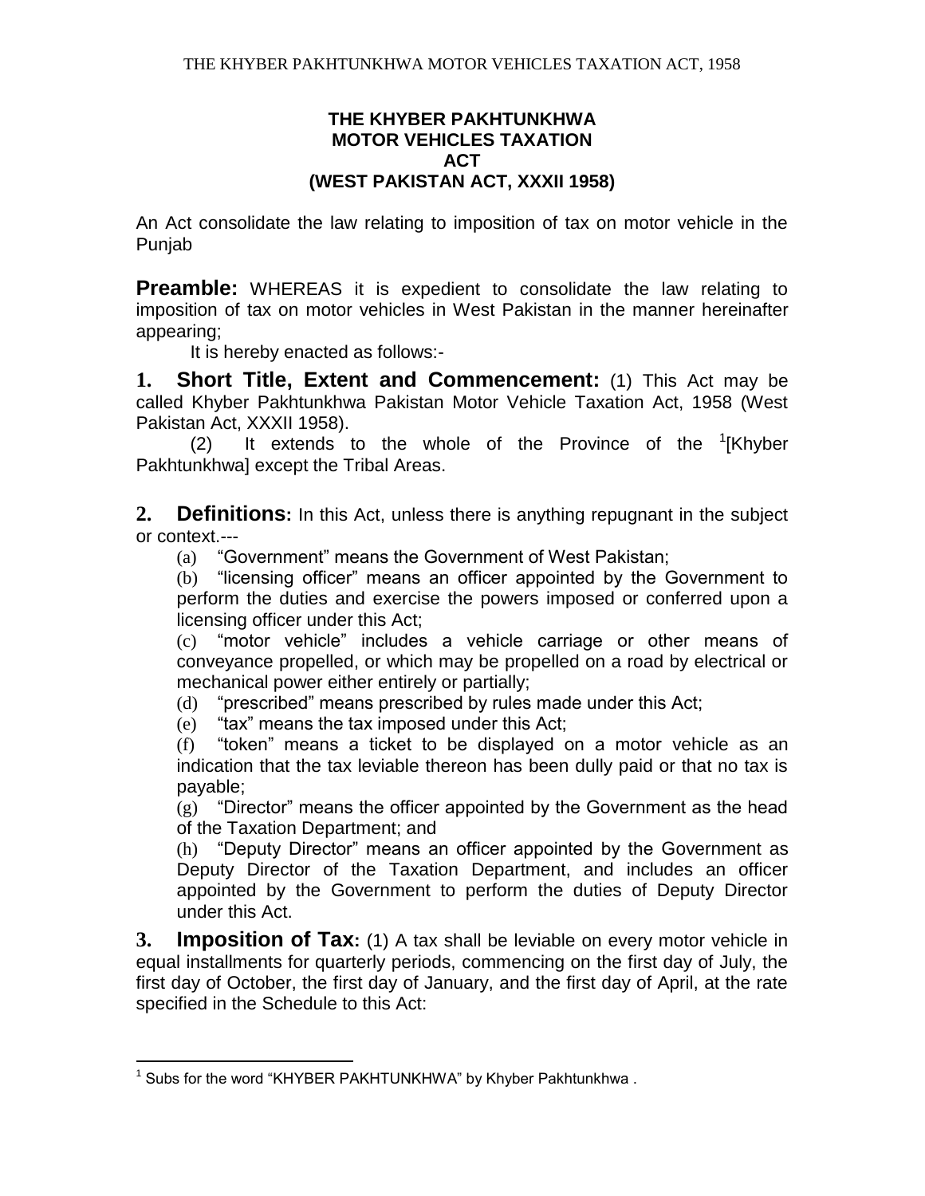**THE KHYBER PAKHTUNKHWA**
**MOTOR VEHICLES TAXATION**
**ACT**
**(WEST PAKISTAN ACT, XXXII 1958)**

An Act consolidate the law relating to imposition of tax on motor vehicle in the Punjab

**Preamble:** WHEREAS it is expedient to consolidate the law relating to imposition of tax on motor vehicles in West Pakistan in the manner hereinafter appearing;

It is hereby enacted as follows:-

**1. Short Title, Extent and Commencement:** (1) This Act may be called Khyber Pakhtunkhwa Pakistan Motor Vehicle Taxation Act, 1958 (West Pakistan Act, XXXII 1958).

(2) It extends to the whole of the Province of the [1][Khyber Pakhtunkhwa] except the Tribal Areas.

**2. Definitions:** In this Act, unless there is anything repugnant in the subject or context.---

(a) "Government" means the Government of West Pakistan;

(b) "licensing officer" means an officer appointed by the Government to perform the duties and exercise the powers imposed or conferred upon a licensing officer under this Act;

(c) "motor vehicle" includes a vehicle carriage or other means of conveyance propelled, or which may be propelled on a road by electrical or mechanical power either entirely or partially;

(d) "prescribed" means prescribed by rules made under this Act;

(e) "tax" means the tax imposed under this Act;

(f) "token" means a ticket to be displayed on a motor vehicle as an indication that the tax leviable thereon has been dully paid or that no tax is payable;

(g) "Director" means the officer appointed by the Government as the head of the Taxation Department; and

(h) "Deputy Director" means an officer appointed by the Government as Deputy Director of the Taxation Department, and includes an officer appointed by the Government to perform the duties of Deputy Director under this Act.

**3. Imposition of Tax:** (1) A tax shall be leviable on every motor vehicle in equal installments for quarterly periods, commencing on the first day of July, the first day of October, the first day of January, and the first day of April, at the rate specified in the Schedule to this Act:

---

[1] Subs for the word "KHYBER PAKHTUNKHWA" by Khyber Pakhtunkhwa .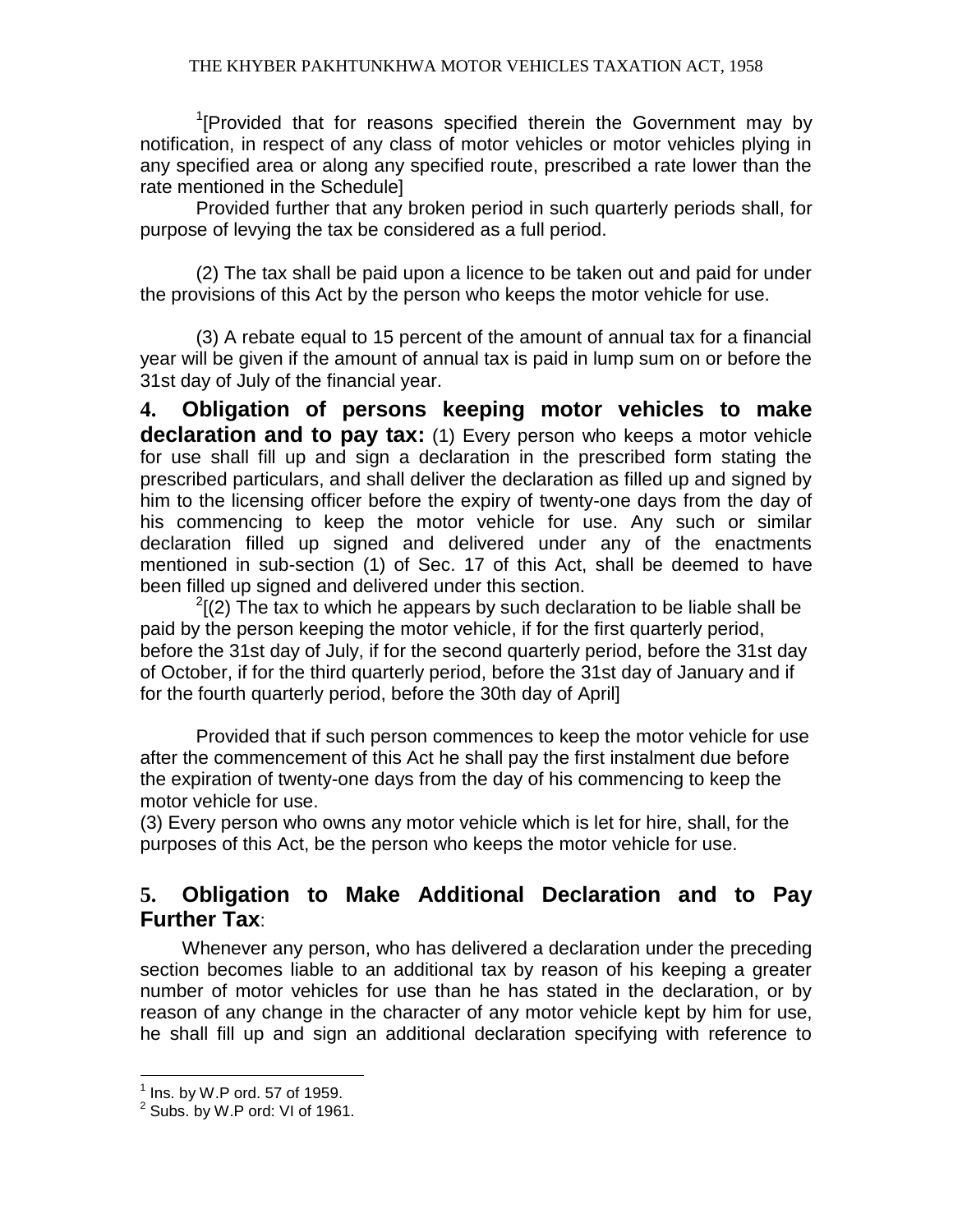[1][Provided that for reasons specified therein the Government may by notification, in respect of any class of motor vehicles or motor vehicles plying in any specified area or along any specified route, prescribed a rate lower than the rate mentioned in the Schedule]

Provided further that any broken period in such quarterly periods shall, for purpose of levying the tax be considered as a full period.

(2) The tax shall be paid upon a licence to be taken out and paid for under the provisions of this Act by the person who keeps the motor vehicle for use.

(3) A rebate equal to 15 percent of the amount of annual tax for a financial year will be given if the amount of annual tax is paid in lump sum on or before the 31st day of July of the financial year.

**4. Obligation of persons keeping motor vehicles to make declaration and to pay tax:** (1) Every person who keeps a motor vehicle for use shall fill up and sign a declaration in the prescribed form stating the prescribed particulars, and shall deliver the declaration as filled up and signed by him to the licensing officer before the expiry of twenty-one days from the day of his commencing to keep the motor vehicle for use. Any such or similar declaration filled up signed and delivered under any of the enactments mentioned in sub-section (1) of Sec. 17 of this Act, shall be deemed to have been filled up signed and delivered under this section.

[2][(2) The tax to which he appears by such declaration to be liable shall be paid by the person keeping the motor vehicle, if for the first quarterly period, before the 31st day of July, if for the second quarterly period, before the 31st day of October, if for the third quarterly period, before the 31st day of January and if for the fourth quarterly period, before the 30th day of April]

Provided that if such person commences to keep the motor vehicle for use after the commencement of this Act he shall pay the first instalment due before the expiration of twenty-one days from the day of his commencing to keep the motor vehicle for use.

(3) Every person who owns any motor vehicle which is let for hire, shall, for the purposes of this Act, be the person who keeps the motor vehicle for use.

## 5. Obligation to Make Additional Declaration and to Pay Further Tax:

Whenever any person, who has delivered a declaration under the preceding section becomes liable to an additional tax by reason of his keeping a greater number of motor vehicles for use than he has stated in the declaration, or by reason of any change in the character of any motor vehicle kept by him for use, he shall fill up and sign an additional declaration specifying with reference to

---

[1] Ins. by W.P ord. 57 of 1959.

[2] Subs. by W.P ord: VI of 1961.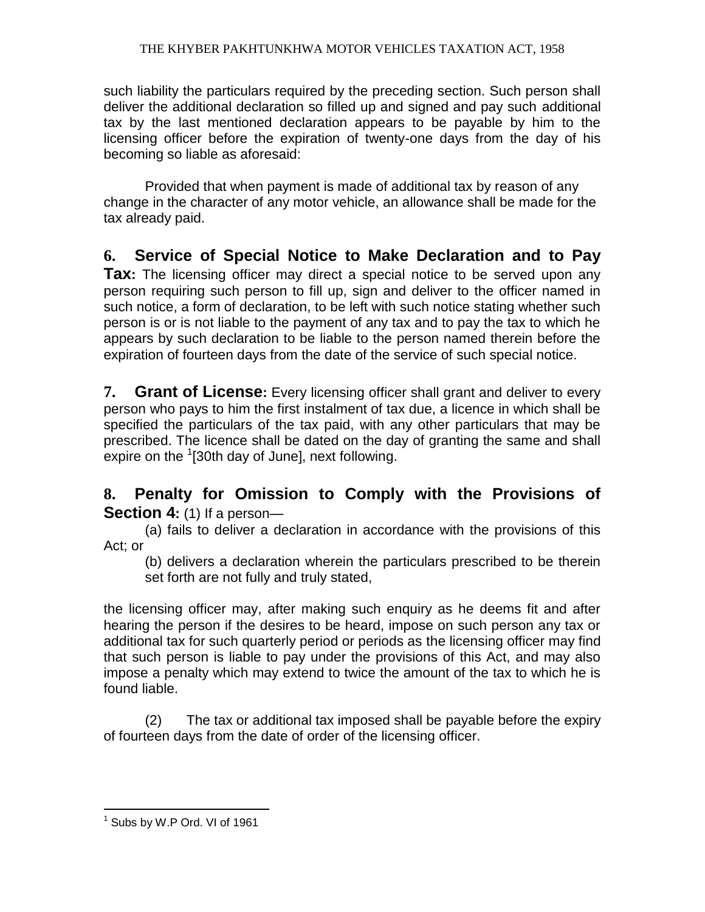such liability the particulars required by the preceding section. Such person shall deliver the additional declaration so filled up and signed and pay such additional tax by the last mentioned declaration appears to be payable by him to the licensing officer before the expiration of twenty-one days from the day of his becoming so liable as aforesaid:

Provided that when payment is made of additional tax by reason of any change in the character of any motor vehicle, an allowance shall be made for the tax already paid.

**6. Service of Special Notice to Make Declaration and to Pay Tax:** The licensing officer may direct a special notice to be served upon any person requiring such person to fill up, sign and deliver to the officer named in such notice, a form of declaration, to be left with such notice stating whether such person is or is not liable to the payment of any tax and to pay the tax to which he appears by such declaration to be liable to the person named therein before the expiration of fourteen days from the date of the service of such special notice.

**7. Grant of License:** Every licensing officer shall grant and deliver to every person who pays to him the first instalment of tax due, a licence in which shall be specified the particulars of the tax paid, with any other particulars that may be prescribed. The licence shall be dated on the day of granting the same and shall expire on the [1][30th day of June], next following.

**8. Penalty for Omission to Comply with the Provisions of Section 4:** (1) If a person—

(a) fails to deliver a declaration in accordance with the provisions of this Act; or

(b) delivers a declaration wherein the particulars prescribed to be therein set forth are not fully and truly stated,

the licensing officer may, after making such enquiry as he deems fit and after hearing the person if the desires to be heard, impose on such person any tax or additional tax for such quarterly period or periods as the licensing officer may find that such person is liable to pay under the provisions of this Act, and may also impose a penalty which may extend to twice the amount of the tax to which he is found liable.

(2) The tax or additional tax imposed shall be payable before the expiry of fourteen days from the date of order of the licensing officer.

---

[1] Subs by W.P Ord. VI of 1961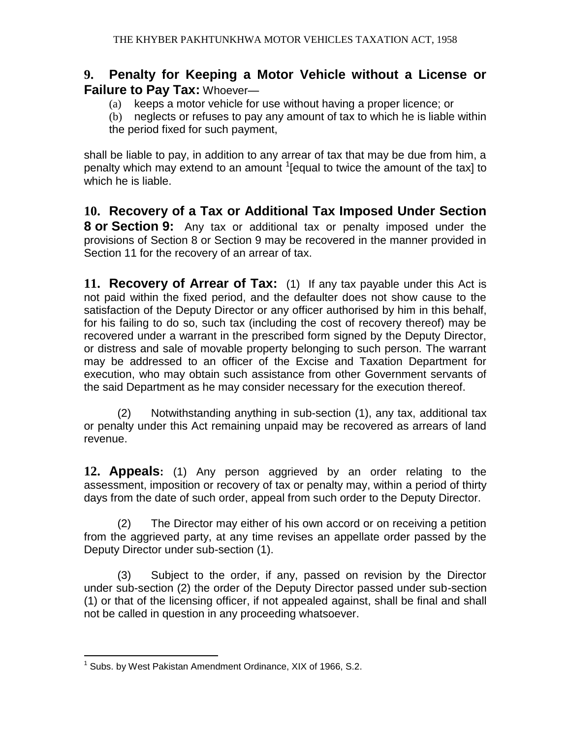**9. Penalty for Keeping a Motor Vehicle without a License or Failure to Pay Tax:** Whoever—

(a) keeps a motor vehicle for use without having a proper licence; or

(b) neglects or refuses to pay any amount of tax to which he is liable within the period fixed for such payment,

shall be liable to pay, in addition to any arrear of tax that may be due from him, a penalty which may extend to an amount [1][equal to twice the amount of the tax] to which he is liable.

**10. Recovery of a Tax or Additional Tax Imposed Under Section 8 or Section 9:** Any tax or additional tax or penalty imposed under the provisions of Section 8 or Section 9 may be recovered in the manner provided in Section 11 for the recovery of an arrear of tax.

**11. Recovery of Arrear of Tax:** (1) If any tax payable under this Act is not paid within the fixed period, and the defaulter does not show cause to the satisfaction of the Deputy Director or any officer authorised by him in this behalf, for his failing to do so, such tax (including the cost of recovery thereof) may be recovered under a warrant in the prescribed form signed by the Deputy Director, or distress and sale of movable property belonging to such person. The warrant may be addressed to an officer of the Excise and Taxation Department for execution, who may obtain such assistance from other Government servants of the said Department as he may consider necessary for the execution thereof.

(2) Notwithstanding anything in sub-section (1), any tax, additional tax or penalty under this Act remaining unpaid may be recovered as arrears of land revenue.

**12. Appeals:** (1) Any person aggrieved by an order relating to the assessment, imposition or recovery of tax or penalty may, within a period of thirty days from the date of such order, appeal from such order to the Deputy Director.

(2) The Director may either of his own accord or on receiving a petition from the aggrieved party, at any time revises an appellate order passed by the Deputy Director under sub-section (1).

(3) Subject to the order, if any, passed on revision by the Director under sub-section (2) the order of the Deputy Director passed under sub-section (1) or that of the licensing officer, if not appealed against, shall be final and shall not be called in question in any proceeding whatsoever.

---

[1] Subs. by West Pakistan Amendment Ordinance, XIX of 1966, S.2.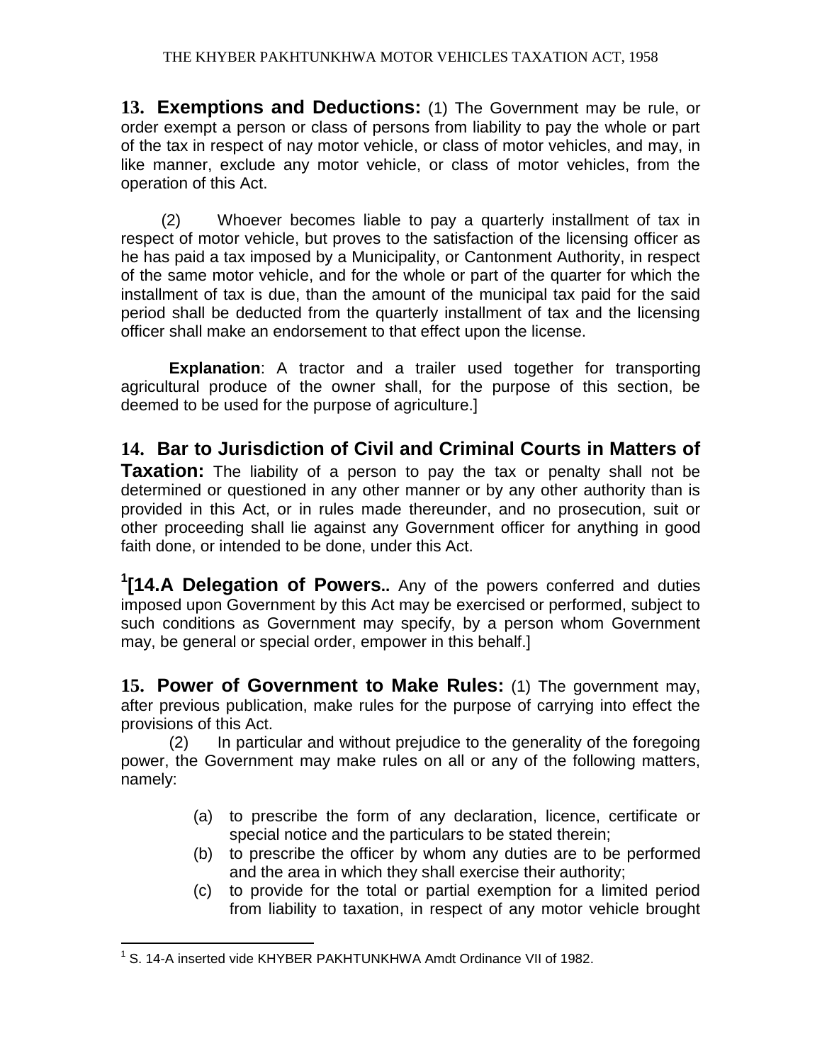**13. Exemptions and Deductions:** (1) The Government may be rule, or order exempt a person or class of persons from liability to pay the whole or part of the tax in respect of nay motor vehicle, or class of motor vehicles, and may, in like manner, exclude any motor vehicle, or class of motor vehicles, from the operation of this Act.

(2) Whoever becomes liable to pay a quarterly installment of tax in respect of motor vehicle, but proves to the satisfaction of the licensing officer as he has paid a tax imposed by a Municipality, or Cantonment Authority, in respect of the same motor vehicle, and for the whole or part of the quarter for which the installment of tax is due, than the amount of the municipal tax paid for the said period shall be deducted from the quarterly installment of tax and the licensing officer shall make an endorsement to that effect upon the license.

**Explanation**: A tractor and a trailer used together for transporting agricultural produce of the owner shall, for the purpose of this section, be deemed to be used for the purpose of agriculture.]

**14. Bar to Jurisdiction of Civil and Criminal Courts in Matters of Taxation:** The liability of a person to pay the tax or penalty shall not be determined or questioned in any other manner or by any other authority than is provided in this Act, or in rules made thereunder, and no prosecution, suit or other proceeding shall lie against any Government officer for anything in good faith done, or intended to be done, under this Act.

[1]**[14.A Delegation of Powers..** Any of the powers conferred and duties imposed upon Government by this Act may be exercised or performed, subject to such conditions as Government may specify, by a person whom Government may, be general or special order, empower in this behalf.]

**15. Power of Government to Make Rules:** (1) The government may, after previous publication, make rules for the purpose of carrying into effect the provisions of this Act.

(2) In particular and without prejudice to the generality of the foregoing power, the Government may make rules on all or any of the following matters, namely:

(a) to prescribe the form of any declaration, licence, certificate or special notice and the particulars to be stated therein;

(b) to prescribe the officer by whom any duties are to be performed and the area in which they shall exercise their authority;

(c) to provide for the total or partial exemption for a limited period from liability to taxation, in respect of any motor vehicle brought

---

[1] S. 14-A inserted vide KHYBER PAKHTUNKHWA Amdt Ordinance VII of 1982.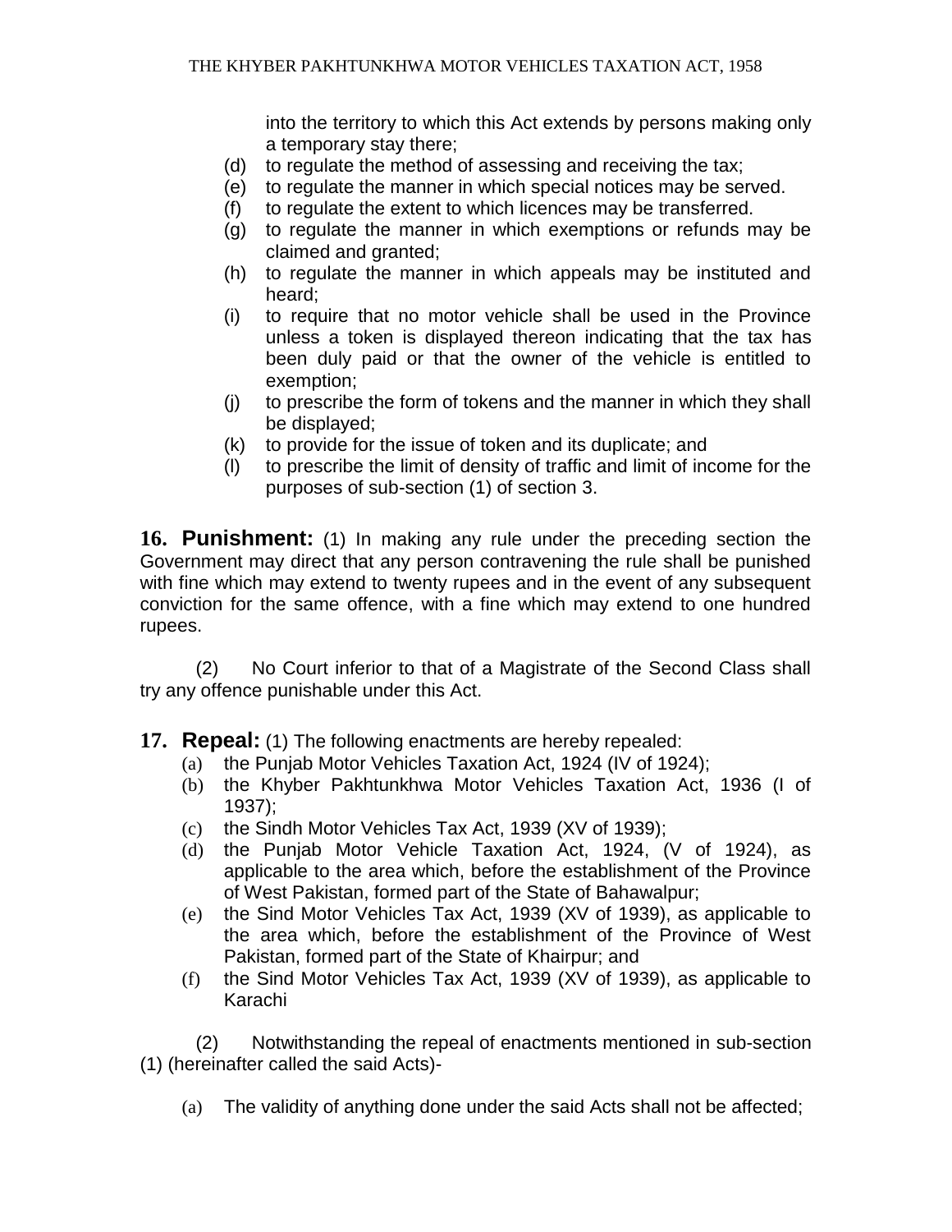into the territory to which this Act extends by persons making only a temporary stay there;

(d) to regulate the method of assessing and receiving the tax;

(e) to regulate the manner in which special notices may be served.

(f) to regulate the extent to which licences may be transferred.

(g) to regulate the manner in which exemptions or refunds may be claimed and granted;

(h) to regulate the manner in which appeals may be instituted and heard;

(i) to require that no motor vehicle shall be used in the Province unless a token is displayed thereon indicating that the tax has been duly paid or that the owner of the vehicle is entitled to exemption;

(j) to prescribe the form of tokens and the manner in which they shall be displayed;

(k) to provide for the issue of token and its duplicate; and

(l) to prescribe the limit of density of traffic and limit of income for the purposes of sub-section (1) of section 3.

**16. Punishment:** (1) In making any rule under the preceding section the Government may direct that any person contravening the rule shall be punished with fine which may extend to twenty rupees and in the event of any subsequent conviction for the same offence, with a fine which may extend to one hundred rupees.

(2) No Court inferior to that of a Magistrate of the Second Class shall try any offence punishable under this Act.

**17. Repeal:** (1) The following enactments are hereby repealed:

(a) the Punjab Motor Vehicles Taxation Act, 1924 (IV of 1924);

(b) the Khyber Pakhtunkhwa Motor Vehicles Taxation Act, 1936 (I of 1937);

(c) the Sindh Motor Vehicles Tax Act, 1939 (XV of 1939);

(d) the Punjab Motor Vehicle Taxation Act, 1924, (V of 1924), as applicable to the area which, before the establishment of the Province of West Pakistan, formed part of the State of Bahawalpur;

(e) the Sind Motor Vehicles Tax Act, 1939 (XV of 1939), as applicable to the area which, before the establishment of the Province of West Pakistan, formed part of the State of Khairpur; and

(f) the Sind Motor Vehicles Tax Act, 1939 (XV of 1939), as applicable to Karachi

(2) Notwithstanding the repeal of enactments mentioned in sub-section (1) (hereinafter called the said Acts)-

(a) The validity of anything done under the said Acts shall not be affected;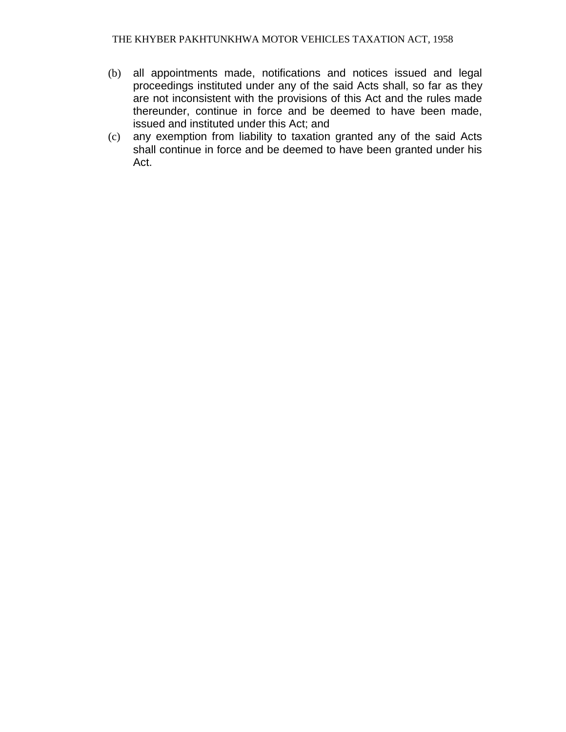(b) all appointments made, notifications and notices issued and legal proceedings instituted under any of the said Acts shall, so far as they are not inconsistent with the provisions of this Act and the rules made thereunder, continue in force and be deemed to have been made, issued and instituted under this Act; and

(c) any exemption from liability to taxation granted any of the said Acts shall continue in force and be deemed to have been granted under his Act.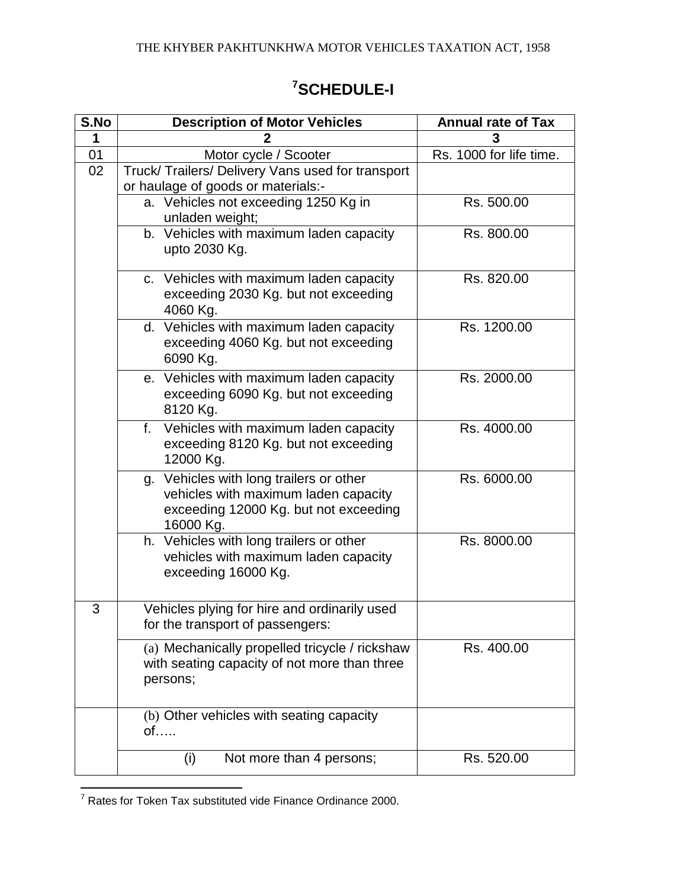# [7]SCHEDULE-I

| S.No | Description of Motor Vehicles | Annual rate of Tax |
|---|---|---|
| 1 | 2 | 3 |
| 01 | Motor cycle / Scooter | Rs. 1000 for life time. |
| 02 | Truck/ Trailers/ Delivery Vans used for transport or haulage of goods or materials:- | |
| | a. Vehicles not exceeding 1250 Kg in unladen weight; | Rs. 500.00 |
| | b. Vehicles with maximum laden capacity upto 2030 Kg. | Rs. 800.00 |
| | c. Vehicles with maximum laden capacity exceeding 2030 Kg. but not exceeding 4060 Kg. | Rs. 820.00 |
| | d. Vehicles with maximum laden capacity exceeding 4060 Kg. but not exceeding 6090 Kg. | Rs. 1200.00 |
| | e. Vehicles with maximum laden capacity exceeding 6090 Kg. but not exceeding 8120 Kg. | Rs. 2000.00 |
| | f. Vehicles with maximum laden capacity exceeding 8120 Kg. but not exceeding 12000 Kg. | Rs. 4000.00 |
| | g. Vehicles with long trailers or other vehicles with maximum laden capacity exceeding 12000 Kg. but not exceeding 16000 Kg. | Rs. 6000.00 |
| | h. Vehicles with long trailers or other vehicles with maximum laden capacity exceeding 16000 Kg. | Rs. 8000.00 |
| 3 | Vehicles plying for hire and ordinarily used for the transport of passengers: | |
| | (a) Mechanically propelled tricycle / rickshaw with seating capacity of not more than three persons; | Rs. 400.00 |
| | (b) Other vehicles with seating capacity of….. | |
| | (i) Not more than 4 persons; | Rs. 520.00 |

[7] Rates for Token Tax substituted vide Finance Ordinance 2000.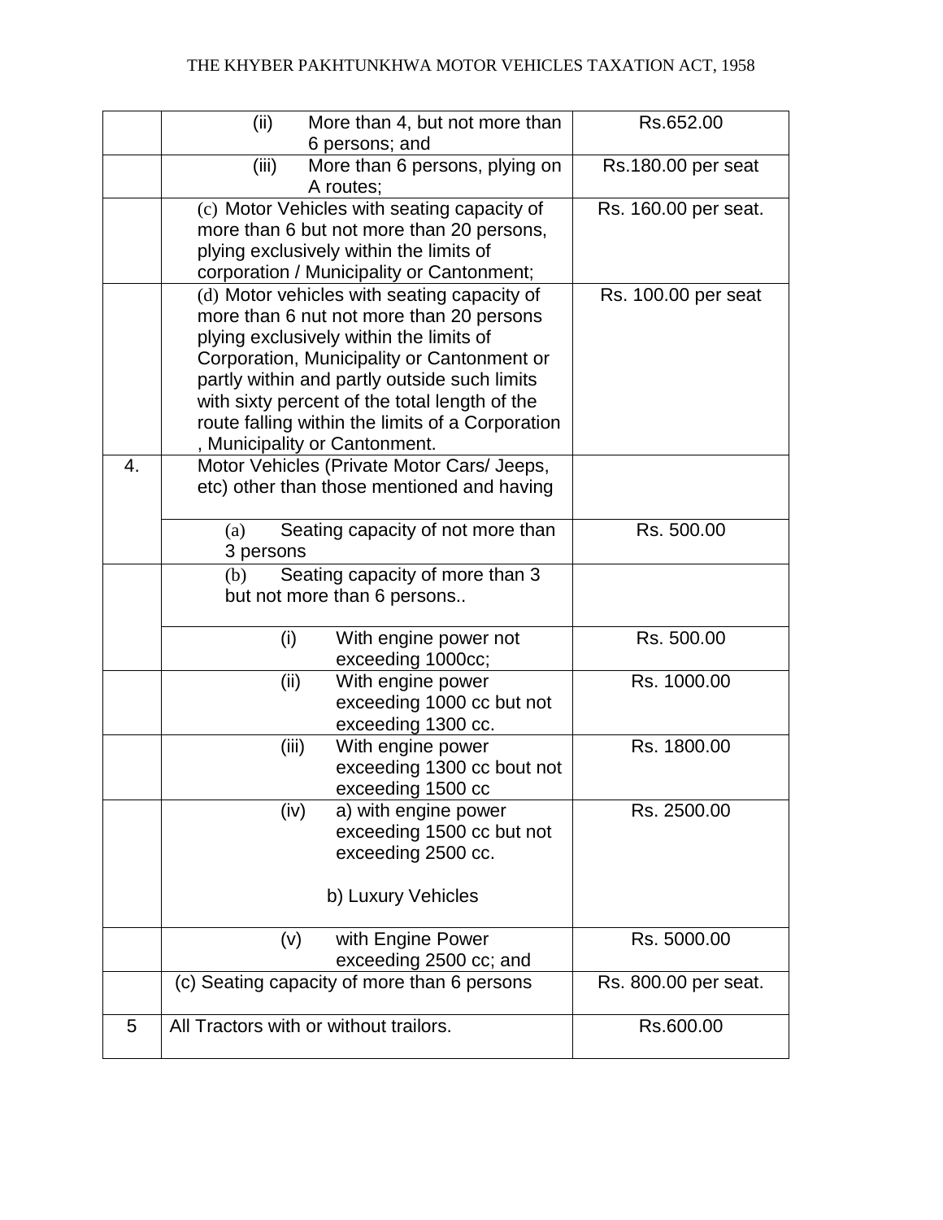| | | |
|---|---|---|
| | (ii) More than 4, but not more than 6 persons; and | Rs.652.00 |
| | (iii) More than 6 persons, plying on A routes; | Rs.180.00 per seat |
| | (c) Motor Vehicles with seating capacity of more than 6 but not more than 20 persons, plying exclusively within the limits of corporation / Municipality or Cantonment; | Rs. 160.00 per seat. |
| | (d) Motor vehicles with seating capacity of more than 6 nut not more than 20 persons plying exclusively within the limits of Corporation, Municipality or Cantonment or partly within and partly outside such limits with sixty percent of the total length of the route falling within the limits of a Corporation , Municipality or Cantonment. | Rs. 100.00 per seat |
| 4. | Motor Vehicles (Private Motor Cars/ Jeeps, etc) other than those mentioned and having | |
| | (a) Seating capacity of not more than 3 persons | Rs. 500.00 |
| | (b) Seating capacity of more than 3 but not more than 6 persons.. | |
| | (i) With engine power not exceeding 1000cc; | Rs. 500.00 |
| | (ii) With engine power exceeding 1000 cc but not exceeding 1300 cc. | Rs. 1000.00 |
| | (iii) With engine power exceeding 1300 cc bout not exceeding 1500 cc | Rs. 1800.00 |
| | (iv) a) with engine power exceeding 1500 cc but not exceeding 2500 cc.<br><br>b) Luxury Vehicles | Rs. 2500.00 |
| | (v) with Engine Power exceeding 2500 cc; and | Rs. 5000.00 |
| | (c) Seating capacity of more than 6 persons | Rs. 800.00 per seat. |
| 5 | All Tractors with or without trailors. | Rs.600.00 |